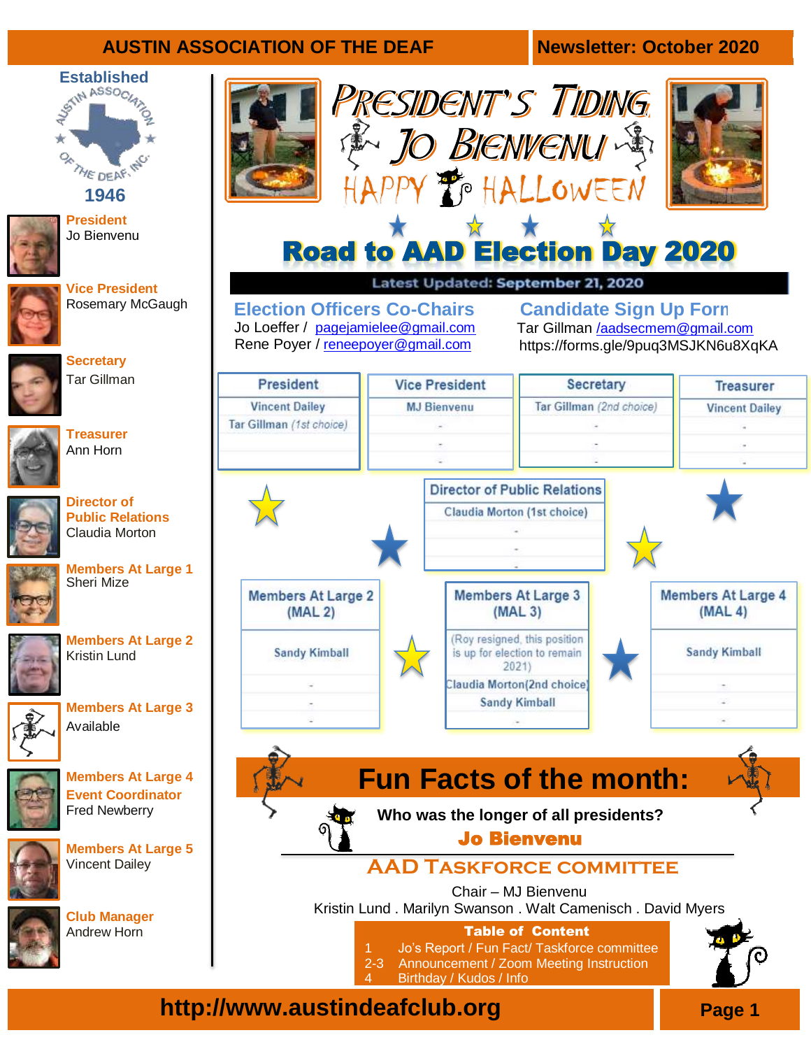# AUSTIN ASSOCIATION OF THE DEAF

**Newsletter: October 2020**

Established 1946

**President**
Jo Bienvenu

**Vice President**
Rosemary McGaugh

**Secretary**
Tar Gillman

**Treasurer**
Ann Horn

**Director of Public Relations**
Claudia Morton

**Members At Large 1**
Sheri Mize

**Members At Large 2**
Kristin Lund

**Members At Large 3**
Available

**Members At Large 4**
**Event Coordinator**
Fred Newberry

**Members At Large 5**
Vincent Dailey

**Club Manager**
Andrew Horn

# President's Tiding
## Jo Bienvenu
### Happy Halloween

# Road to AAD Election Day 2020

**Latest Updated: September 21, 2020**

### Election Officers Co-Chairs

Jo Loeffer / pagejamielee@gmail.com
Rene Poyer / reneepoyer@gmail.com

### Candidate Sign Up Form

Tar Gillman /aadsecmem@gmail.com
https://forms.gle/9puq3MSJKN6u8XqKA

| President | Vice President | Secretary | Treasurer |
|---|---|---|---|
| Vincent Dailey | MJ Bienvenu | Tar Gillman *(2nd choice)* | Vincent Dailey |
| Tar Gillman *(1st choice)* | - | - | - |
| | - | - | - |
| | - | - | - |

| Director of Public Relations |
|---|
| Claudia Morton (1st choice) |
| - |
| - |
| - |

| Members At Large 2 (MAL 2) | Members At Large 3 (MAL 3) | Members At Large 4 (MAL 4) |
|---|---|---|
| Sandy Kimball | (Roy resigned, this position is up for election to remain 2021) | Sandy Kimball |
| - | Claudia Morton(2nd choice) | - |
| - | Sandy Kimball | - |
| - | - | - |

## Fun Facts of the month:

**Who was the longer of all presidents?**

**Jo Bienvenu**

## AAD Taskforce Committee

Chair – MJ Bienvenu
Kristin Lund . Marilyn Swanson . Walt Camenisch . David Myers

**Table of Content**

| | |
|---|---|
| 1 | Jo's Report / Fun Fact/ Taskforce committee |
| 2-3 | Announcement / Zoom Meeting Instruction |
| 4 | Birthday / Kudos / Info |

**http://www.austindeafclub.org**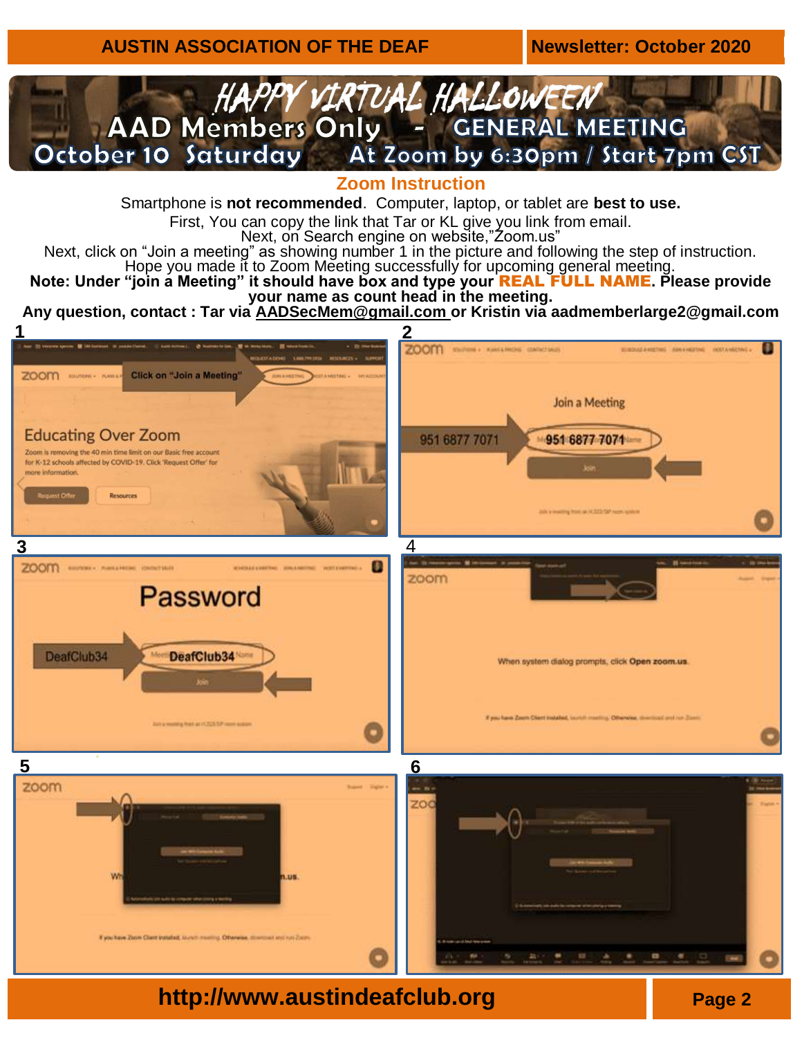# HAPPY VIRTUAL HALLOWEEN

## AAD Members Only - GENERAL MEETING

## October 10 Saturday At Zoom by 6:30pm / Start 7pm CST

### Zoom Instruction

Smartphone is **not recommended**. Computer, laptop, or tablet are **best to use.**

First, You can copy the link that Tar or KL give you link from email.

Next, on Search engine on website,"Zoom.us"

Next, click on "Join a meeting" as showing number 1 in the picture and following the step of instruction.

Hope you made it to Zoom Meeting successfully for upcoming general meeting.

**Note: Under "join a Meeting" it should have box and type your REAL FULL NAME. Please provide your name as count head in the meeting.**

**Any question, contact : Tar via AADSecMem@gmail.com or Kristin via aadmemberlarge2@gmail.com**

**1**

Click on "Join a Meeting"

Educating Over Zoom

Zoom is removing the 40 min time limit on our Basic free account for K-12 schools affected by COVID-19. Click 'Request Offer' for more information.

**2**

Join a Meeting

951 6877 7071

Join

**3**

Password

DeafClub34

Join

**4**

When system dialog prompts, click **Open zoom.us**.

**5**

**6**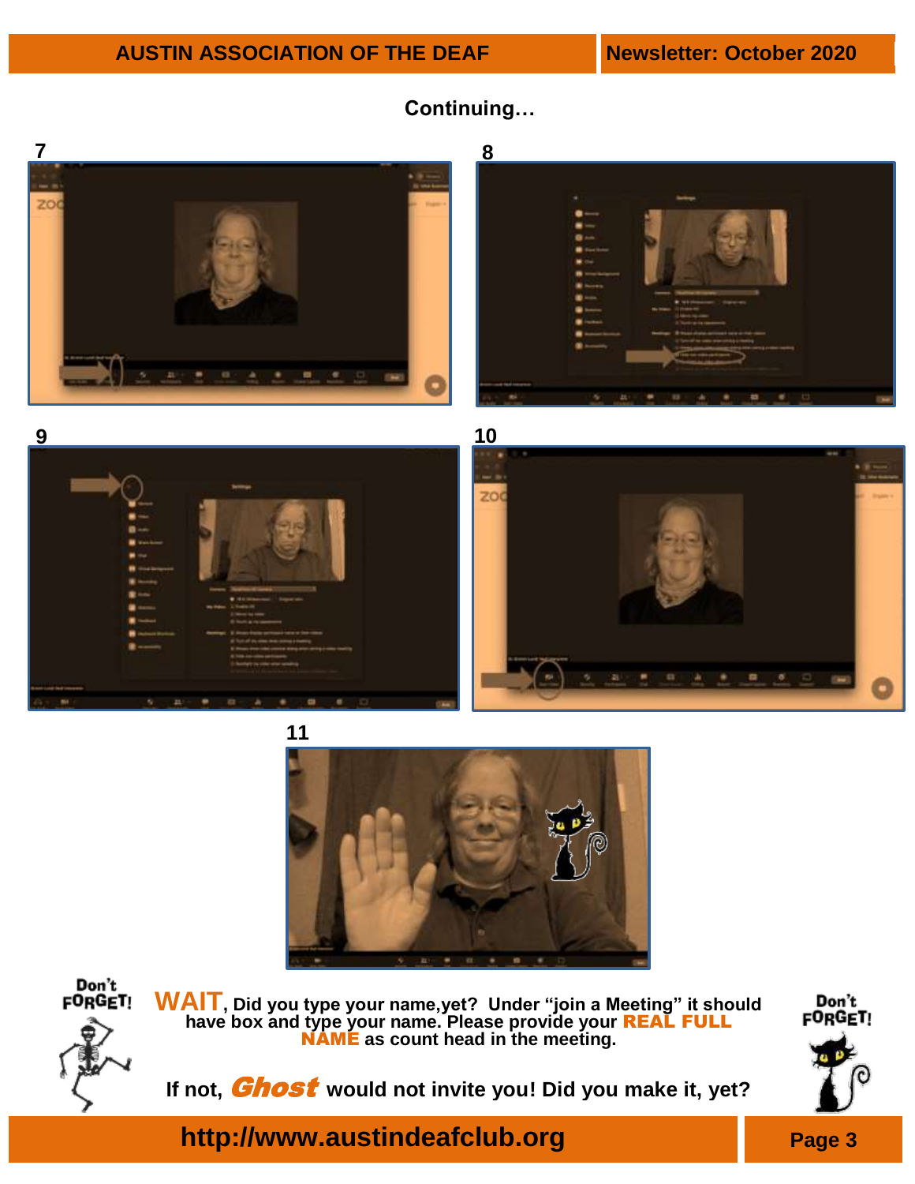Continuing…

7

8

9

10

11

Don't FORGET!

**WAIT**, **Did you type your name,yet? Under "join a Meeting" it should have box and type your name. Please provide your REAL FULL NAME as count head in the meeting.**

**If not, *Ghost* would not invite you! Did you make it, yet?**

Don't FORGET!

**http://www.austindeafclub.org**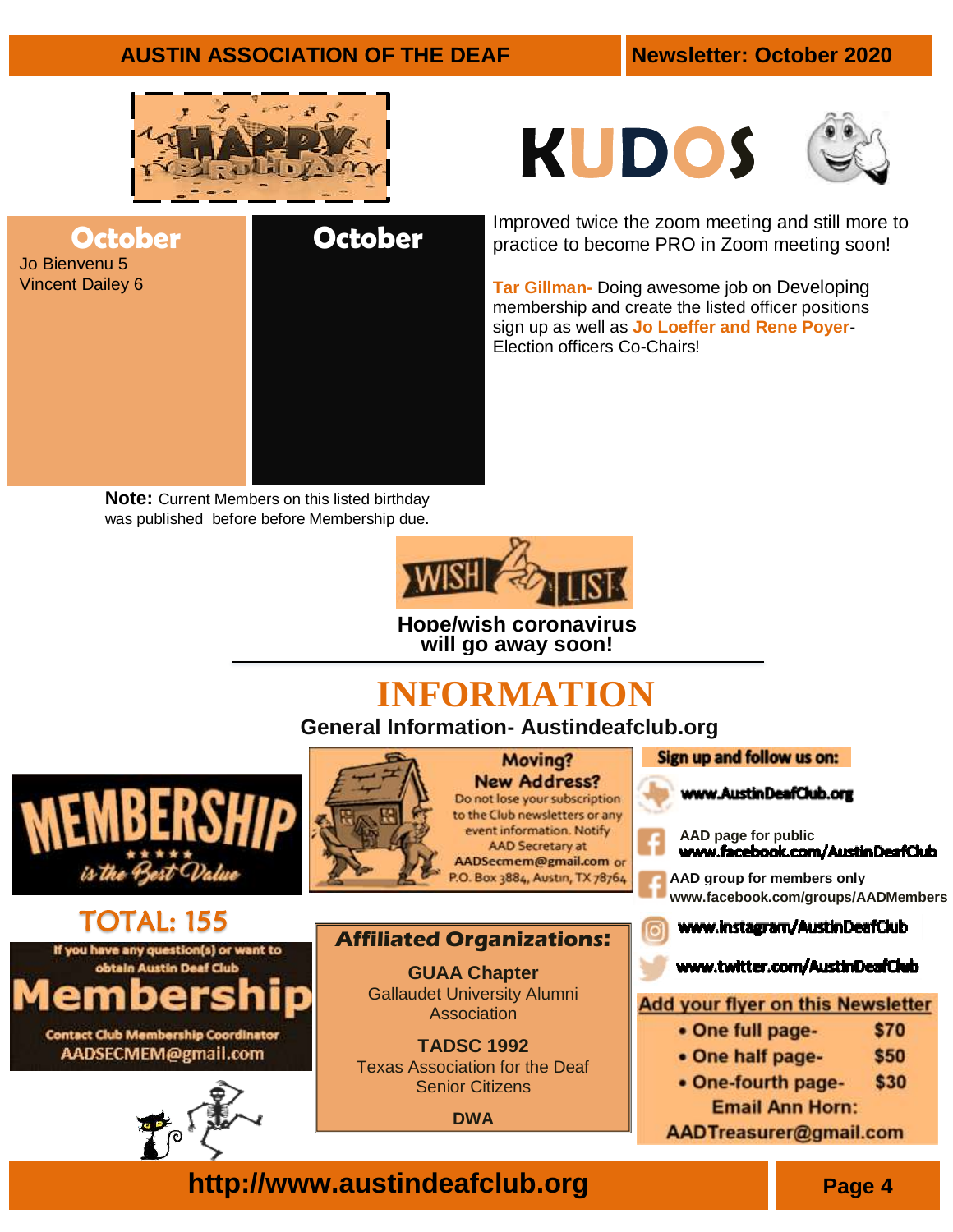# AUSTIN ASSOCIATION OF THE DEAF

**Newsletter: October 2020**

HAPPY BIRTHDAY

## October

Jo Bienvenu 5
Vincent Dailey 6

## October

**Note:** Current Members on this listed birthday was published before before Membership due.

# KUDOS

Improved twice the zoom meeting and still more to practice to become PRO in Zoom meeting soon!

**Tar Gillman-** Doing awesome job on Developing membership and create the listed officer positions sign up as well as **Jo Loeffer and Rene Poyer**- Election officers Co-Chairs!

WISH LIST

**Hope/wish coronavirus will go away soon!**

# INFORMATION

**General Information- Austindeafclub.org**

MEMBERSHIP
is the Best Value

## TOTAL: 155

If you have any question(s) or want to obtain Austin Deaf Club

**Membership**

Contact Club Membership Coordinator
AADSECMEM@gmail.com

**Moving?**
**New Address?**
Do not lose your subscription to the Club newsletters or any event information. Notify AAD Secretary at **AADSecmem@gmail.com** or P.O. Box 3884, Austin, TX 78764

### Affiliated Organizations:

**GUAA Chapter**
Gallaudet University Alumni Association

**TADSC 1992**
Texas Association for the Deaf Senior Citizens

**DWA**

**Sign up and follow us on:**

- **www.AustinDeafClub.org**
- **AAD page for public** **www.facebook.com/AustinDeafClub**
- **AAD group for members only** **www.facebook.com/groups/AADMembers**
- **www.instagram/AustinDeafClub**
- **www.twitter.com/AustinDeafClub**

**Add your flyer on this Newsletter**

- **One full page- $70**
- **One half page- $50**
- **One-fourth page- $30**

**Email Ann Horn:**
**AADTreasurer@gmail.com**

**http://www.austindeafclub.org**